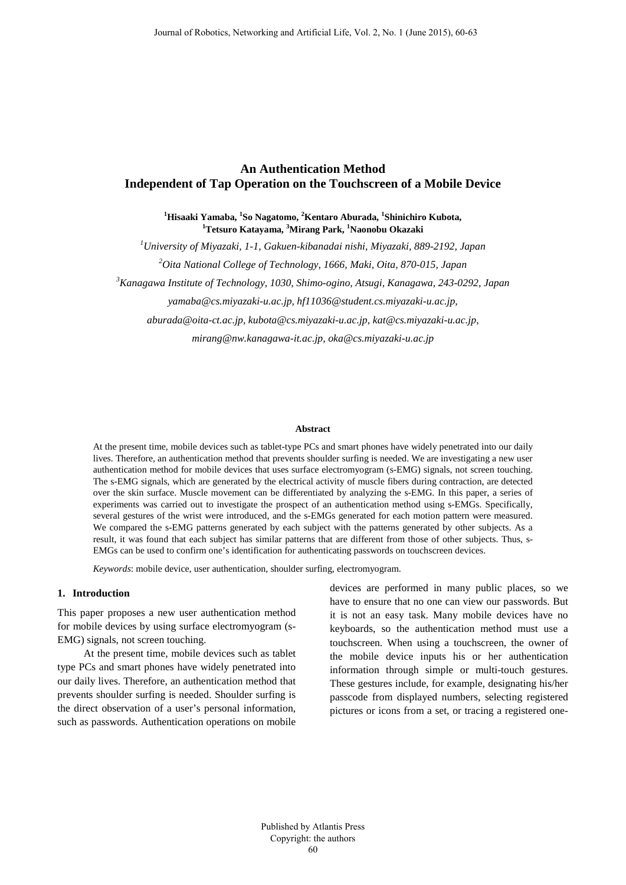# An Authentication Method Independent of Tap Operation on the Touchscreen of a Mobile Device

**[1]Hisaaki Yamaba, [1]So Nagatomo, [2]Kentaro Aburada, [1]Shinichiro Kubota, [1]Tetsuro Katayama, [3]Mirang Park, [1]Naonobu Okazaki**

*[1]University of Miyazaki, 1-1, Gakuen-kibanadai nishi, Miyazaki, 889-2192, Japan*

*[2]Oita National College of Technology, 1666, Maki, Oita, 870-015, Japan*

*[3]Kanagawa Institute of Technology, 1030, Shimo-ogino, Atsugi, Kanagawa, 243-0292, Japan*

*yamaba@cs.miyazaki-u.ac.jp, hf11036@student.cs.miyazaki-u.ac.jp,*

*aburada@oita-ct.ac.jp, kubota@cs.miyazaki-u.ac.jp, kat@cs.miyazaki-u.ac.jp,*

*mirang@nw.kanagawa-it.ac.jp, oka@cs.miyazaki-u.ac.jp*

#### Abstract

At the present time, mobile devices such as tablet-type PCs and smart phones have widely penetrated into our daily lives. Therefore, an authentication method that prevents shoulder surfing is needed. We are investigating a new user authentication method for mobile devices that uses surface electromyogram (s-EMG) signals, not screen touching. The s-EMG signals, which are generated by the electrical activity of muscle fibers during contraction, are detected over the skin surface. Muscle movement can be differentiated by analyzing the s-EMG. In this paper, a series of experiments was carried out to investigate the prospect of an authentication method using s-EMGs. Specifically, several gestures of the wrist were introduced, and the s-EMGs generated for each motion pattern were measured. We compared the s-EMG patterns generated by each subject with the patterns generated by other subjects. As a result, it was found that each subject has similar patterns that are different from those of other subjects. Thus, s-EMGs can be used to confirm one's identification for authenticating passwords on touchscreen devices.

*Keywords*: mobile device, user authentication, shoulder surfing, electromyogram.

## 1. Introduction

This paper proposes a new user authentication method for mobile devices by using surface electromyogram (s-EMG) signals, not screen touching.

At the present time, mobile devices such as tablet type PCs and smart phones have widely penetrated into our daily lives. Therefore, an authentication method that prevents shoulder surfing is needed. Shoulder surfing is the direct observation of a user's personal information, such as passwords. Authentication operations on mobile devices are performed in many public places, so we have to ensure that no one can view our passwords. But it is not an easy task. Many mobile devices have no keyboards, so the authentication method must use a touchscreen. When using a touchscreen, the owner of the mobile device inputs his or her authentication information through simple or multi-touch gestures. These gestures include, for example, designating his/her passcode from displayed numbers, selecting registered pictures or icons from a set, or tracing a registered one-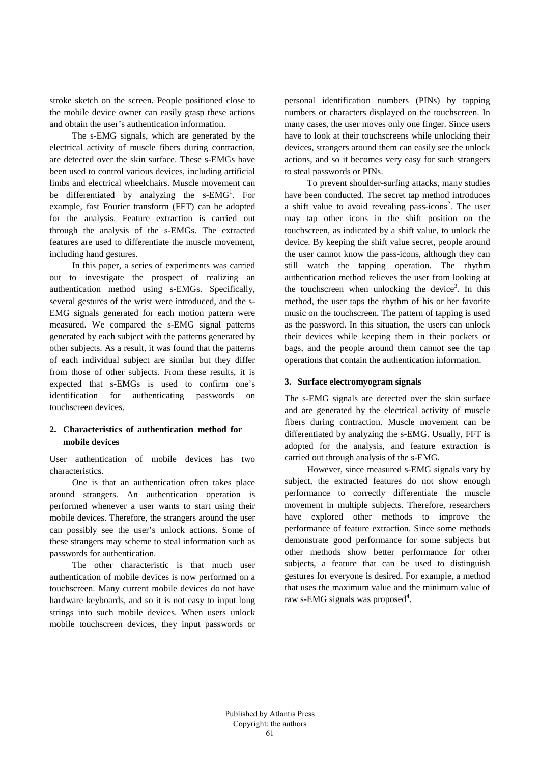stroke sketch on the screen. People positioned close to the mobile device owner can easily grasp these actions and obtain the user's authentication information.

The s-EMG signals, which are generated by the electrical activity of muscle fibers during contraction, are detected over the skin surface. These s-EMGs have been used to control various devices, including artificial limbs and electrical wheelchairs. Muscle movement can be differentiated by analyzing the s-EMG[1]. For example, fast Fourier transform (FFT) can be adopted for the analysis. Feature extraction is carried out through the analysis of the s-EMGs. The extracted features are used to differentiate the muscle movement, including hand gestures.

In this paper, a series of experiments was carried out to investigate the prospect of realizing an authentication method using s-EMGs. Specifically, several gestures of the wrist were introduced, and the s-EMG signals generated for each motion pattern were measured. We compared the s-EMG signal patterns generated by each subject with the patterns generated by other subjects. As a result, it was found that the patterns of each individual subject are similar but they differ from those of other subjects. From these results, it is expected that s-EMGs is used to confirm one's identification for authenticating passwords on touchscreen devices.

## 2. Characteristics of authentication method for mobile devices

User authentication of mobile devices has two characteristics.

One is that an authentication often takes place around strangers. An authentication operation is performed whenever a user wants to start using their mobile devices. Therefore, the strangers around the user can possibly see the user's unlock actions. Some of these strangers may scheme to steal information such as passwords for authentication.

The other characteristic is that much user authentication of mobile devices is now performed on a touchscreen. Many current mobile devices do not have hardware keyboards, and so it is not easy to input long strings into such mobile devices. When users unlock mobile touchscreen devices, they input passwords or personal identification numbers (PINs) by tapping numbers or characters displayed on the touchscreen. In many cases, the user moves only one finger. Since users have to look at their touchscreens while unlocking their devices, strangers around them can easily see the unlock actions, and so it becomes very easy for such strangers to steal passwords or PINs.

To prevent shoulder-surfing attacks, many studies have been conducted. The secret tap method introduces a shift value to avoid revealing pass-icons[2]. The user may tap other icons in the shift position on the touchscreen, as indicated by a shift value, to unlock the device. By keeping the shift value secret, people around the user cannot know the pass-icons, although they can still watch the tapping operation. The rhythm authentication method relieves the user from looking at the touchscreen when unlocking the device[3]. In this method, the user taps the rhythm of his or her favorite music on the touchscreen. The pattern of tapping is used as the password. In this situation, the users can unlock their devices while keeping them in their pockets or bags, and the people around them cannot see the tap operations that contain the authentication information.

## 3. Surface electromyogram signals

The s-EMG signals are detected over the skin surface and are generated by the electrical activity of muscle fibers during contraction. Muscle movement can be differentiated by analyzing the s-EMG. Usually, FFT is adopted for the analysis, and feature extraction is carried out through analysis of the s-EMG.

However, since measured s-EMG signals vary by subject, the extracted features do not show enough performance to correctly differentiate the muscle movement in multiple subjects. Therefore, researchers have explored other methods to improve the performance of feature extraction. Since some methods demonstrate good performance for some subjects but other methods show better performance for other subjects, a feature that can be used to distinguish gestures for everyone is desired. For example, a method that uses the maximum value and the minimum value of raw s-EMG signals was proposed[4].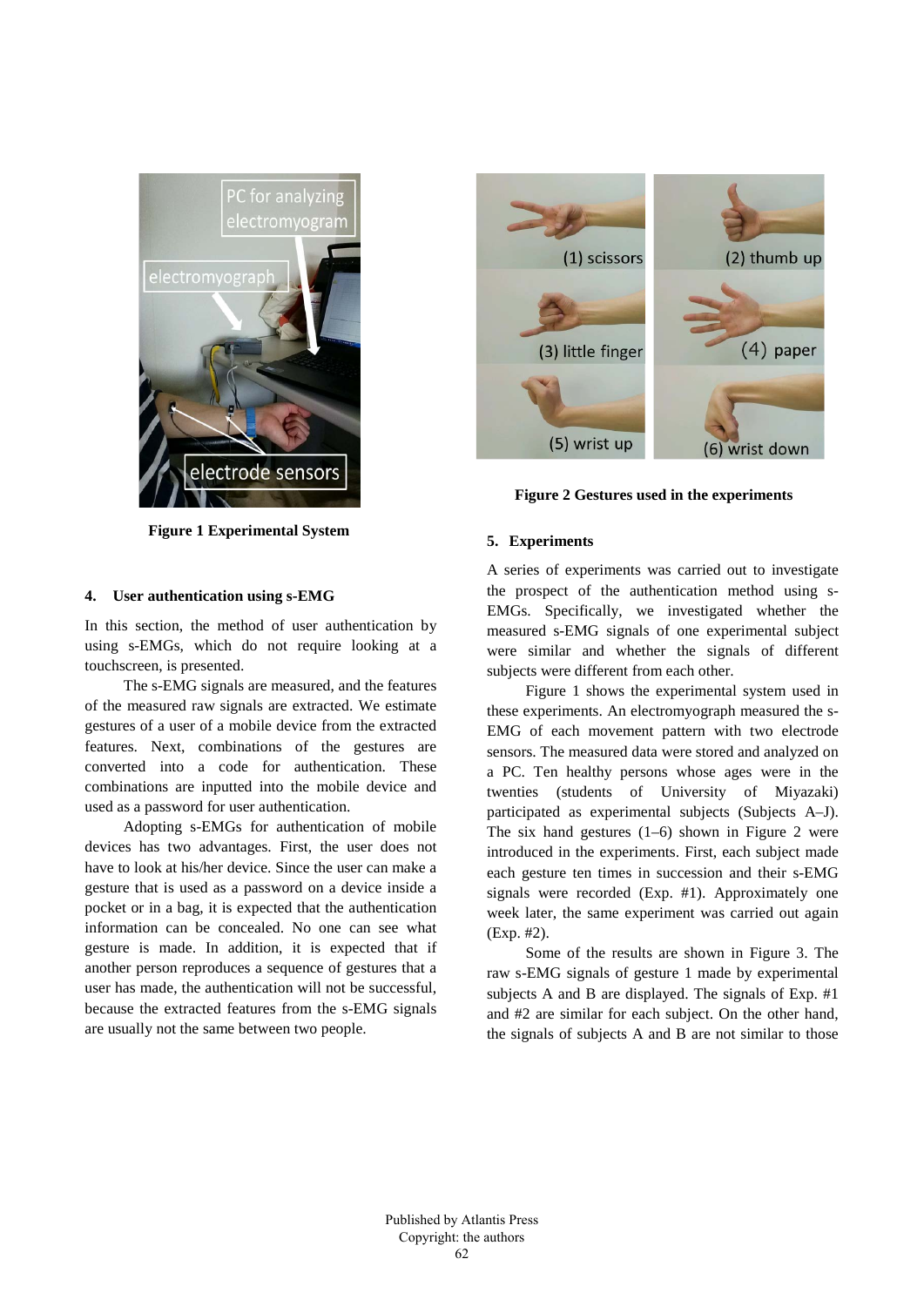Figure 1 Experimental System

Figure 2 Gestures used in the experiments

## 4. User authentication using s-EMG

In this section, the method of user authentication by using s-EMGs, which do not require looking at a touchscreen, is presented.

The s-EMG signals are measured, and the features of the measured raw signals are extracted. We estimate gestures of a user of a mobile device from the extracted features. Next, combinations of the gestures are converted into a code for authentication. These combinations are inputted into the mobile device and used as a password for user authentication.

Adopting s-EMGs for authentication of mobile devices has two advantages. First, the user does not have to look at his/her device. Since the user can make a gesture that is used as a password on a device inside a pocket or in a bag, it is expected that the authentication information can be concealed. No one can see what gesture is made. In addition, it is expected that if another person reproduces a sequence of gestures that a user has made, the authentication will not be successful, because the extracted features from the s-EMG signals are usually not the same between two people.

## 5. Experiments

A series of experiments was carried out to investigate the prospect of the authentication method using s-EMGs. Specifically, we investigated whether the measured s-EMG signals of one experimental subject were similar and whether the signals of different subjects were different from each other.

Figure 1 shows the experimental system used in these experiments. An electromyograph measured the s-EMG of each movement pattern with two electrode sensors. The measured data were stored and analyzed on a PC. Ten healthy persons whose ages were in the twenties (students of University of Miyazaki) participated as experimental subjects (Subjects A–J). The six hand gestures (1–6) shown in Figure 2 were introduced in the experiments. First, each subject made each gesture ten times in succession and their s-EMG signals were recorded (Exp. #1). Approximately one week later, the same experiment was carried out again (Exp. #2).

Some of the results are shown in Figure 3. The raw s-EMG signals of gesture 1 made by experimental subjects A and B are displayed. The signals of Exp. #1 and #2 are similar for each subject. On the other hand, the signals of subjects A and B are not similar to those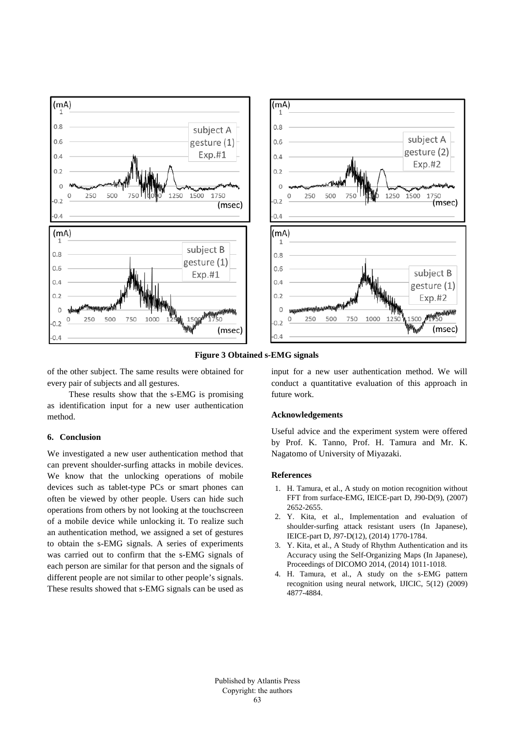subject A
gesture (1)
Exp.#1

(mA)
1
0.8
0.6
0.4
0.2
0
-0.2
-0.4
0 250 500 750 1000 1250 1500 1750
(msec)

subject A
gesture (2)
Exp.#2

(mA)
1
0.8
0.6
0.4
0.2
0
-0.2
-0.4
0 250 500 750 1000 1250 1500 1750
(msec)

subject B
gesture (1)
Exp.#1

(mA)
1
0.8
0.6
0.4
0.2
0
-0.2
-0.4
0 250 500 750 1000 1250 1500 1750
(msec)

subject B
gesture (1)
Exp.#2

(mA)
1
0.8
0.6
0.4
0.2
0
-0.2
-0.4
0 250 500 750 1000 1250 1500 1750
(msec)

**Figure 3 Obtained s-EMG signals**

of the other subject. The same results were obtained for every pair of subjects and all gestures.

These results show that the s-EMG is promising as identification input for a new user authentication method.

### 6. Conclusion

We investigated a new user authentication method that can prevent shoulder-surfing attacks in mobile devices. We know that the unlocking operations of mobile devices such as tablet-type PCs or smart phones can often be viewed by other people. Users can hide such operations from others by not looking at the touchscreen of a mobile device while unlocking it. To realize such an authentication method, we assigned a set of gestures to obtain the s-EMG signals. A series of experiments was carried out to confirm that the s-EMG signals of each person are similar for that person and the signals of different people are not similar to other people's signals. These results showed that s-EMG signals can be used as input for a new user authentication method. We will conduct a quantitative evaluation of this approach in future work.

### Acknowledgements

Useful advice and the experiment system were offered by Prof. K. Tanno, Prof. H. Tamura and Mr. K. Nagatomo of University of Miyazaki.

### References

1. H. Tamura, et al., A study on motion recognition without FFT from surface-EMG, IEICE-part D, J90-D(9), (2007) 2652-2655.
2. Y. Kita, et al., Implementation and evaluation of shoulder-surfing attack resistant users (In Japanese), IEICE-part D, J97-D(12), (2014) 1770-1784.
3. Y. Kita, et al., A Study of Rhythm Authentication and its Accuracy using the Self-Organizing Maps (In Japanese), Proceedings of DICOMO 2014, (2014) 1011-1018.
4. H. Tamura, et al., A study on the s-EMG pattern recognition using neural network, IJICIC, 5(12) (2009) 4877-4884.